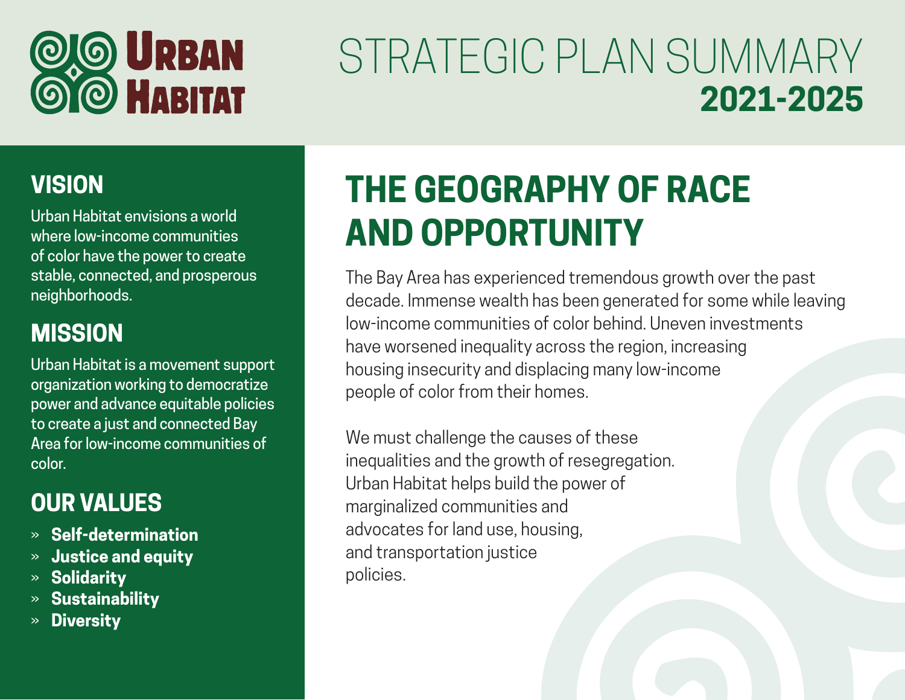# Urban Habitat

# STRATEGIC PLAN SUMMARY **2021-2025**

## VISION

Urban Habitat envisions a world where low-income communities of color have the power to create stable, connected, and prosperous neighborhoods.

## MISSION

Urban Habitat is a movement support organization working to democratize power and advance equitable policies to create a just and connected Bay Area for low-income communities of color.

## OUR VALUES

- **Self-determination**
- **Justice and equity**
- **Solidarity**
- **Sustainability**
- **Diversity**

## THE GEOGRAPHY OF RACE AND OPPORTUNITY

The Bay Area has experienced tremendous growth over the past decade. Immense wealth has been generated for some while leaving low-income communities of color behind. Uneven investments have worsened inequality across the region, increasing housing insecurity and displacing many low-income people of color from their homes.

We must challenge the causes of these inequalities and the growth of resegregation. Urban Habitat helps build the power of marginalized communities and advocates for land use, housing, and transportation justice policies.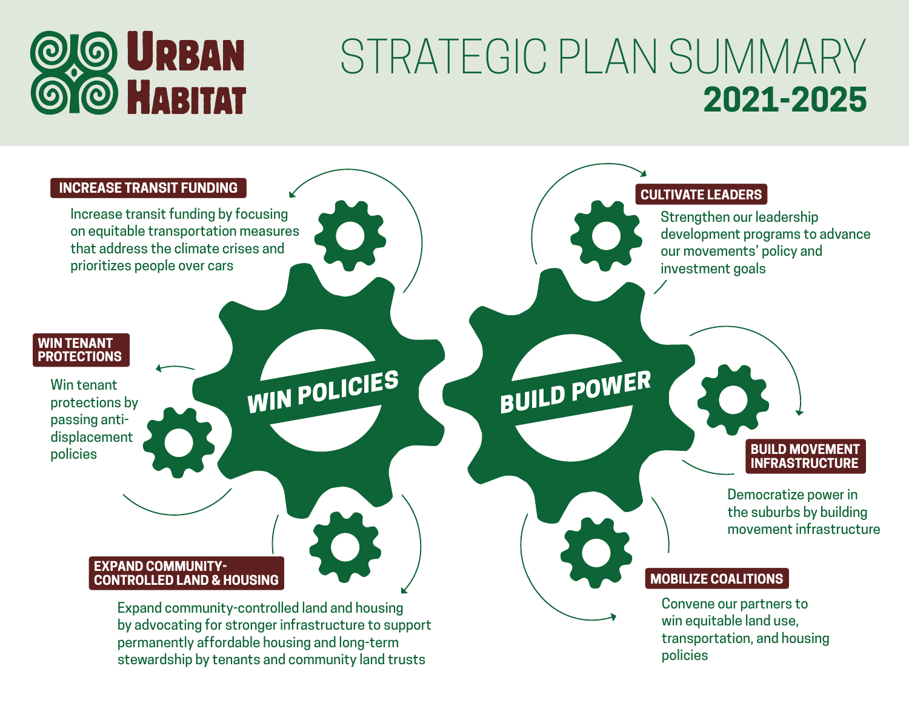# Urban Habitat

# STRATEGIC PLAN SUMMARY 2021-2025

## WIN POLICIES

### INCREASE TRANSIT FUNDING

Increase transit funding by focusing on equitable transportation measures that address the climate crises and prioritizes people over cars

### WIN TENANT PROTECTIONS

Win tenant protections by passing anti-displacement policies

### EXPAND COMMUNITY-CONTROLLED LAND & HOUSING

Expand community-controlled land and housing by advocating for stronger infrastructure to support permanently affordable housing and long-term stewardship by tenants and community land trusts

## BUILD POWER

### CULTIVATE LEADERS

Strengthen our leadership development programs to advance our movements' policy and investment goals

### BUILD MOVEMENT INFRASTRUCTURE

Democratize power in the suburbs by building movement infrastructure

### MOBILIZE COALITIONS

Convene our partners to win equitable land use, transportation, and housing policies